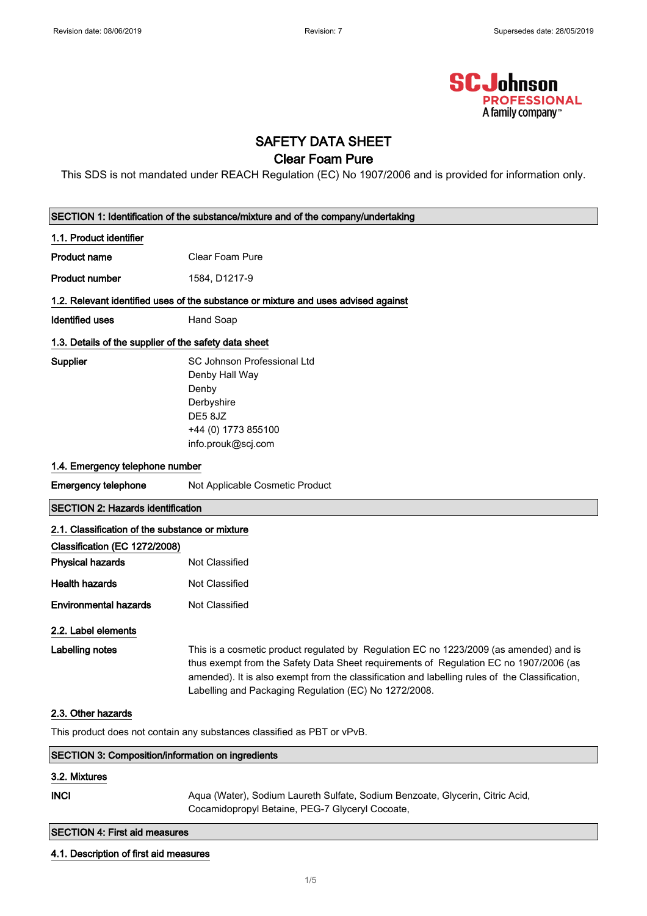# SAFETY DATA SHEET

## Clear Foam Pure

This SDS is not mandated under REACH Regulation (EC) No 1907/2006 and is provided for information only.

## SECTION 1: Identification of the substance/mixture and of the company/undertaking

### 1.1. Product identifier

**Product name** Clear Foam Pure

**Product number** 1584, D1217-9

### 1.2. Relevant identified uses of the substance or mixture and uses advised against

**Identified uses** Hand Soap

### 1.3. Details of the supplier of the safety data sheet

**Supplier**
SC Johnson Professional Ltd
Denby Hall Way
Denby
Derbyshire
DE5 8JZ
+44 (0) 1773 855100
info.prouk@scj.com

### 1.4. Emergency telephone number

**Emergency telephone** Not Applicable Cosmetic Product

## SECTION 2: Hazards identification

### 2.1. Classification of the substance or mixture

**Classification (EC 1272/2008)**

**Physical hazards** Not Classified

**Health hazards** Not Classified

**Environmental hazards** Not Classified

### 2.2. Label elements

**Labelling notes** This is a cosmetic product regulated by Regulation EC no 1223/2009 (as amended) and is thus exempt from the Safety Data Sheet requirements of Regulation EC no 1907/2006 (as amended). It is also exempt from the classification and labelling rules of the Classification, Labelling and Packaging Regulation (EC) No 1272/2008.

### 2.3. Other hazards

This product does not contain any substances classified as PBT or vPvB.

## SECTION 3: Composition/information on ingredients

### 3.2. Mixtures

**INCI** Aqua (Water), Sodium Laureth Sulfate, Sodium Benzoate, Glycerin, Citric Acid, Cocamidopropyl Betaine, PEG-7 Glyceryl Cocoate,

## SECTION 4: First aid measures

### 4.1. Description of first aid measures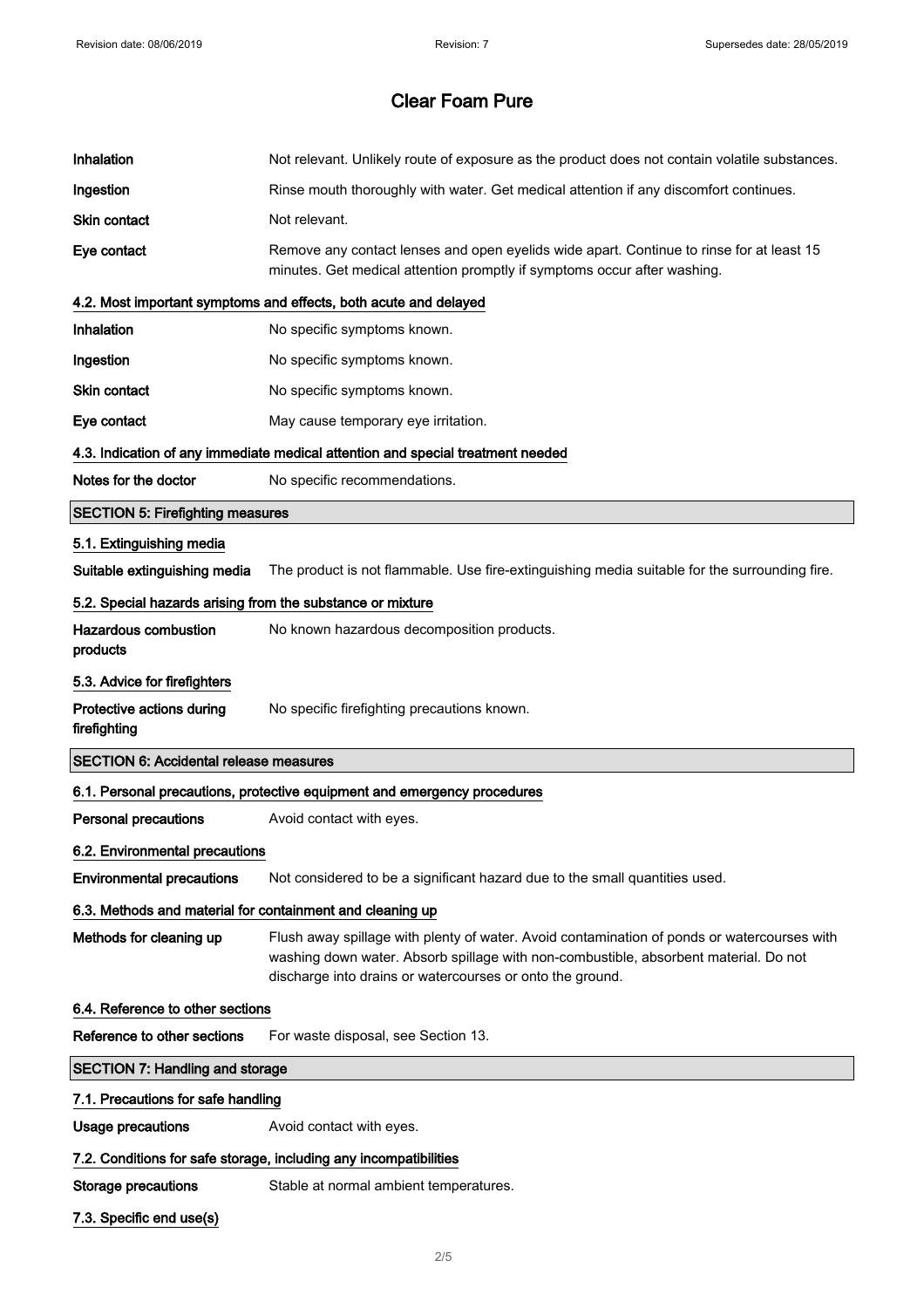# Clear Foam Pure

| | |
|---|---|
| **Inhalation** | Not relevant. Unlikely route of exposure as the product does not contain volatile substances. |
| **Ingestion** | Rinse mouth thoroughly with water. Get medical attention if any discomfort continues. |
| **Skin contact** | Not relevant. |
| **Eye contact** | Remove any contact lenses and open eyelids wide apart. Continue to rinse for at least 15 minutes. Get medical attention promptly if symptoms occur after washing. |

### 4.2. Most important symptoms and effects, both acute and delayed

| | |
|---|---|
| **Inhalation** | No specific symptoms known. |
| **Ingestion** | No specific symptoms known. |
| **Skin contact** | No specific symptoms known. |
| **Eye contact** | May cause temporary eye irritation. |

### 4.3. Indication of any immediate medical attention and special treatment needed

| | |
|---|---|
| **Notes for the doctor** | No specific recommendations. |

## SECTION 5: Firefighting measures

### 5.1. Extinguishing media

| | |
|---|---|
| **Suitable extinguishing media** | The product is not flammable. Use fire-extinguishing media suitable for the surrounding fire. |

### 5.2. Special hazards arising from the substance or mixture

| | |
|---|---|
| **Hazardous combustion products** | No known hazardous decomposition products. |

### 5.3. Advice for firefighters

| | |
|---|---|
| **Protective actions during firefighting** | No specific firefighting precautions known. |

## SECTION 6: Accidental release measures

### 6.1. Personal precautions, protective equipment and emergency procedures

| | |
|---|---|
| **Personal precautions** | Avoid contact with eyes. |

### 6.2. Environmental precautions

| | |
|---|---|
| **Environmental precautions** | Not considered to be a significant hazard due to the small quantities used. |

### 6.3. Methods and material for containment and cleaning up

| | |
|---|---|
| **Methods for cleaning up** | Flush away spillage with plenty of water. Avoid contamination of ponds or watercourses with washing down water. Absorb spillage with non-combustible, absorbent material. Do not discharge into drains or watercourses or onto the ground. |

### 6.4. Reference to other sections

| | |
|---|---|
| **Reference to other sections** | For waste disposal, see Section 13. |

## SECTION 7: Handling and storage

### 7.1. Precautions for safe handling

| | |
|---|---|
| **Usage precautions** | Avoid contact with eyes. |

### 7.2. Conditions for safe storage, including any incompatibilities

| | |
|---|---|
| **Storage precautions** | Stable at normal ambient temperatures. |

### 7.3. Specific end use(s)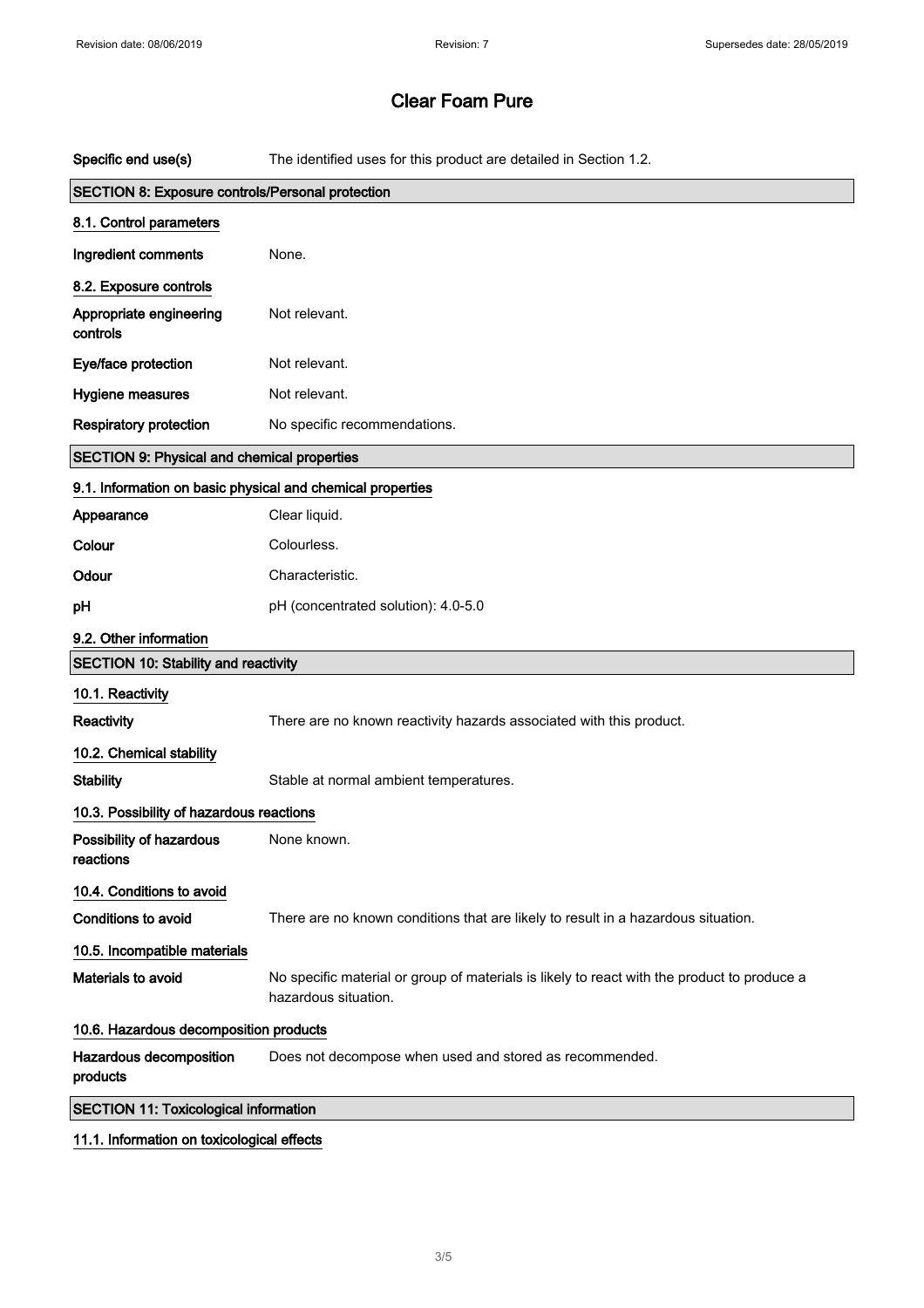# Clear Foam Pure

| | |
|---|---|
| **Specific end use(s)** | The identified uses for this product are detailed in Section 1.2. |

## SECTION 8: Exposure controls/Personal protection

### 8.1. Control parameters

| | |
|---|---|
| **Ingredient comments** | None. |

### 8.2. Exposure controls

| | |
|---|---|
| **Appropriate engineering controls** | Not relevant. |
| **Eye/face protection** | Not relevant. |
| **Hygiene measures** | Not relevant. |
| **Respiratory protection** | No specific recommendations. |

## SECTION 9: Physical and chemical properties

### 9.1. Information on basic physical and chemical properties

| | |
|---|---|
| **Appearance** | Clear liquid. |
| **Colour** | Colourless. |
| **Odour** | Characteristic. |
| **pH** | pH (concentrated solution): 4.0-5.0 |

### 9.2. Other information

## SECTION 10: Stability and reactivity

### 10.1. Reactivity

| | |
|---|---|
| **Reactivity** | There are no known reactivity hazards associated with this product. |

### 10.2. Chemical stability

| | |
|---|---|
| **Stability** | Stable at normal ambient temperatures. |

### 10.3. Possibility of hazardous reactions

| | |
|---|---|
| **Possibility of hazardous reactions** | None known. |

### 10.4. Conditions to avoid

| | |
|---|---|
| **Conditions to avoid** | There are no known conditions that are likely to result in a hazardous situation. |

### 10.5. Incompatible materials

| | |
|---|---|
| **Materials to avoid** | No specific material or group of materials is likely to react with the product to produce a hazardous situation. |

### 10.6. Hazardous decomposition products

| | |
|---|---|
| **Hazardous decomposition products** | Does not decompose when used and stored as recommended. |

## SECTION 11: Toxicological information

### 11.1. Information on toxicological effects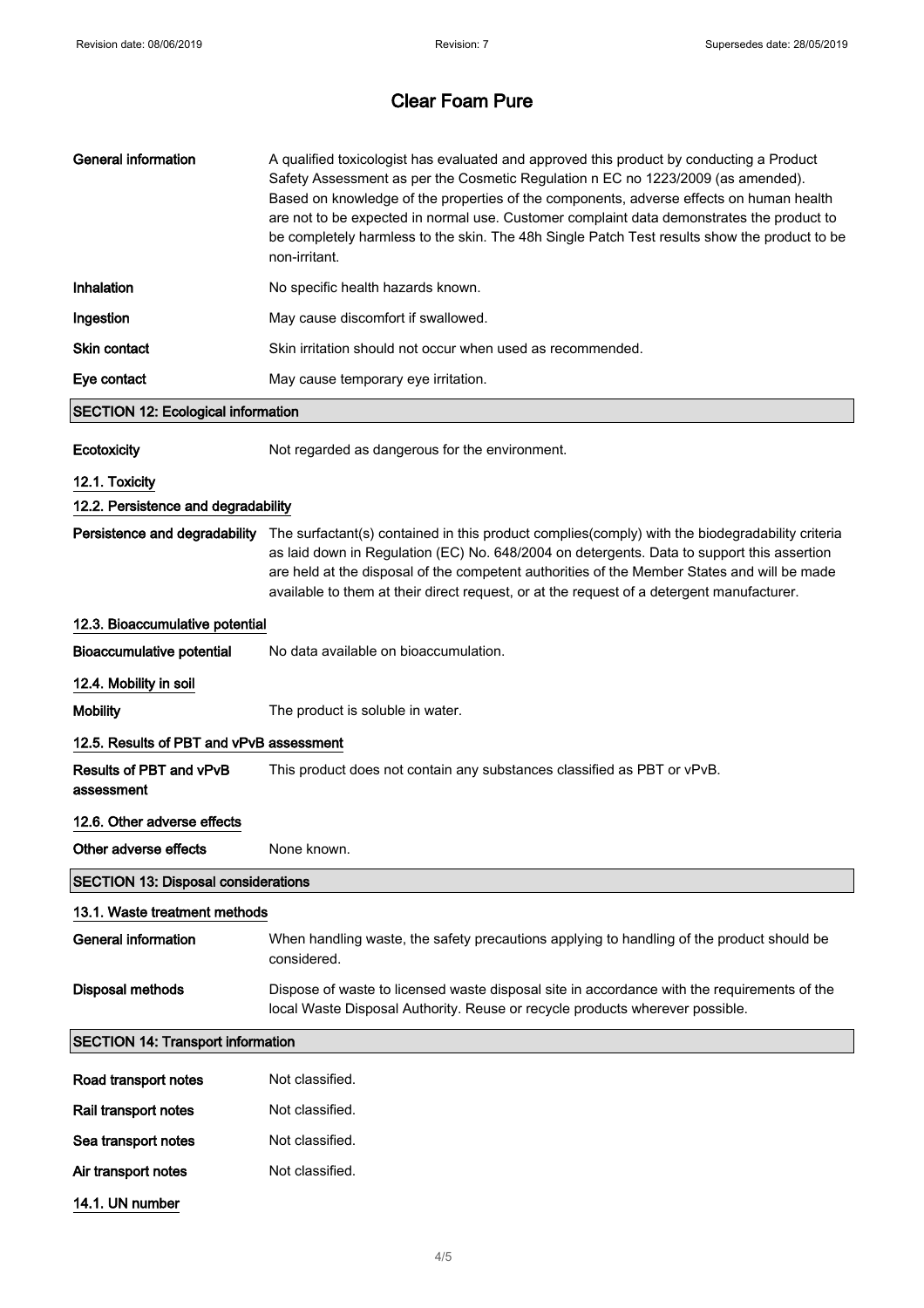| | |
|---|---|
| **General information** | A qualified toxicologist has evaluated and approved this product by conducting a Product Safety Assessment as per the Cosmetic Regulation n EC no 1223/2009 (as amended). Based on knowledge of the properties of the components, adverse effects on human health are not to be expected in normal use. Customer complaint data demonstrates the product to be completely harmless to the skin. The 48h Single Patch Test results show the product to be non-irritant. |
| **Inhalation** | No specific health hazards known. |
| **Ingestion** | May cause discomfort if swallowed. |
| **Skin contact** | Skin irritation should not occur when used as recommended. |
| **Eye contact** | May cause temporary eye irritation. |

## SECTION 12: Ecological information

**Ecotoxicity** Not regarded as dangerous for the environment.

### 12.1. Toxicity

### 12.2. Persistence and degradability

**Persistence and degradability** The surfactant(s) contained in this product complies(comply) with the biodegradability criteria as laid down in Regulation (EC) No. 648/2004 on detergents. Data to support this assertion are held at the disposal of the competent authorities of the Member States and will be made available to them at their direct request, or at the request of a detergent manufacturer.

### 12.3. Bioaccumulative potential

**Bioaccumulative potential** No data available on bioaccumulation.

### 12.4. Mobility in soil

**Mobility** The product is soluble in water.

### 12.5. Results of PBT and vPvB assessment

**Results of PBT and vPvB assessment** This product does not contain any substances classified as PBT or vPvB.

### 12.6. Other adverse effects

**Other adverse effects** None known.

## SECTION 13: Disposal considerations

### 13.1. Waste treatment methods

**General information** When handling waste, the safety precautions applying to handling of the product should be considered.

**Disposal methods** Dispose of waste to licensed waste disposal site in accordance with the requirements of the local Waste Disposal Authority. Reuse or recycle products wherever possible.

## SECTION 14: Transport information

| | |
|---|---|
| **Road transport notes** | Not classified. |
| **Rail transport notes** | Not classified. |
| **Sea transport notes** | Not classified. |
| **Air transport notes** | Not classified. |

### 14.1. UN number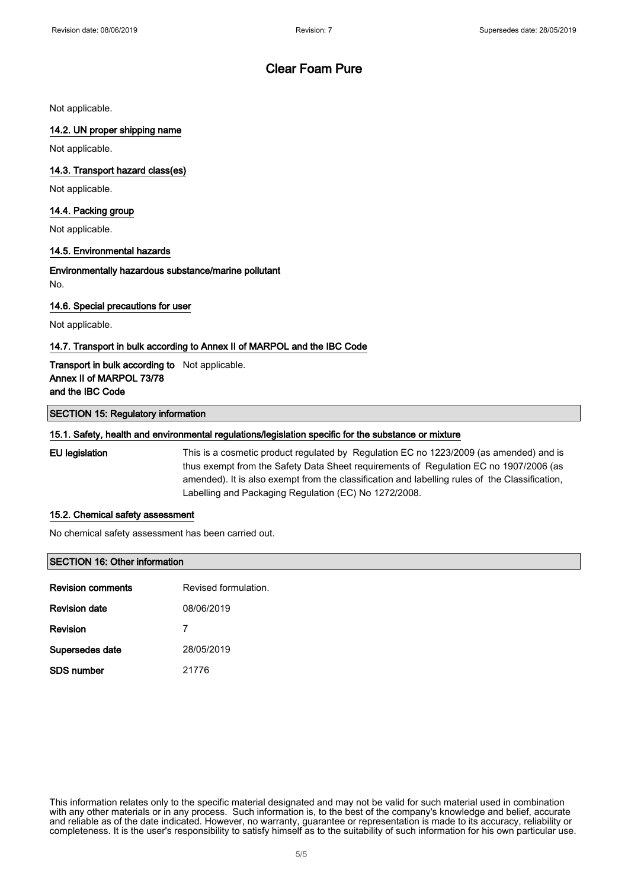Not applicable.

### 14.2. UN proper shipping name

Not applicable.

### 14.3. Transport hazard class(es)

Not applicable.

### 14.4. Packing group

Not applicable.

### 14.5. Environmental hazards

**Environmentally hazardous substance/marine pollutant**

No.

### 14.6. Special precautions for user

Not applicable.

### 14.7. Transport in bulk according to Annex II of MARPOL and the IBC Code

| | |
|---|---|
| **Transport in bulk according to Annex II of MARPOL 73/78 and the IBC Code** | Not applicable. |

## SECTION 15: Regulatory information

### 15.1. Safety, health and environmental regulations/legislation specific for the substance or mixture

| | |
|---|---|
| **EU legislation** | This is a cosmetic product regulated by Regulation EC no 1223/2009 (as amended) and is thus exempt from the Safety Data Sheet requirements of Regulation EC no 1907/2006 (as amended). It is also exempt from the classification and labelling rules of the Classification, Labelling and Packaging Regulation (EC) No 1272/2008. |

### 15.2. Chemical safety assessment

No chemical safety assessment has been carried out.

## SECTION 16: Other information

| | |
|---|---|
| **Revision comments** | Revised formulation. |
| **Revision date** | 08/06/2019 |
| **Revision** | 7 |
| **Supersedes date** | 28/05/2019 |
| **SDS number** | 21776 |

This information relates only to the specific material designated and may not be valid for such material used in combination with any other materials or in any process. Such information is, to the best of the company's knowledge and belief, accurate and reliable as of the date indicated. However, no warranty, guarantee or representation is made to its accuracy, reliability or completeness. It is the user's responsibility to satisfy himself as to the suitability of such information for his own particular use.